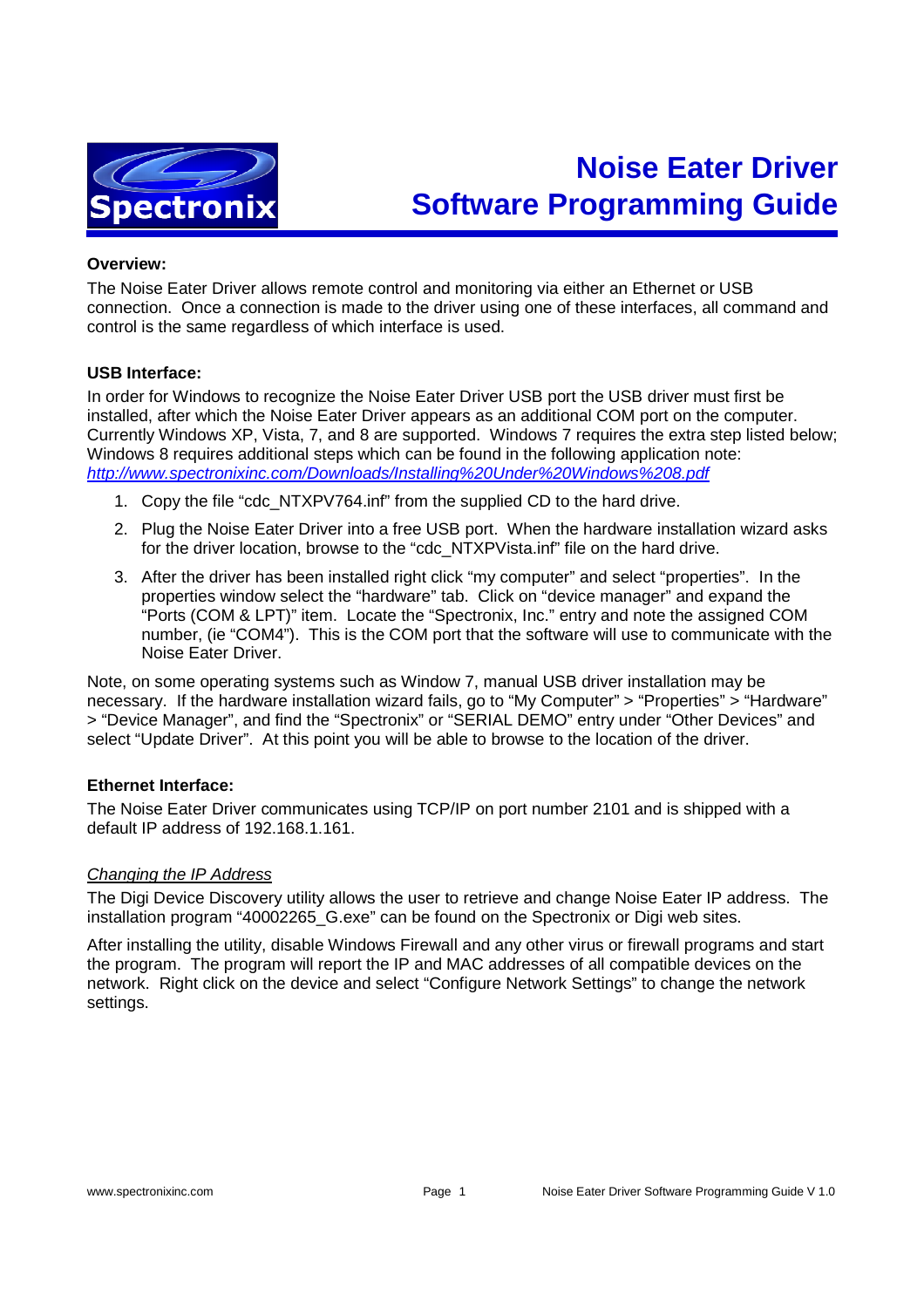# Noise Eater Driver Software Programming Guide

**Overview:**

The Noise Eater Driver allows remote control and monitoring via either an Ethernet or USB connection. Once a connection is made to the driver using one of these interfaces, all command and control is the same regardless of which interface is used.

**USB Interface:**

In order for Windows to recognize the Noise Eater Driver USB port the USB driver must first be installed, after which the Noise Eater Driver appears as an additional COM port on the computer. Currently Windows XP, Vista, 7, and 8 are supported. Windows 7 requires the extra step listed below; Windows 8 requires additional steps which can be found in the following application note: *http://www.spectronixinc.com/Downloads/Installing%20Under%20Windows%208.pdf*

1. Copy the file "cdc_NTXPV764.inf" from the supplied CD to the hard drive.
2. Plug the Noise Eater Driver into a free USB port. When the hardware installation wizard asks for the driver location, browse to the "cdc_NTXPVista.inf" file on the hard drive.
3. After the driver has been installed right click "my computer" and select "properties". In the properties window select the "hardware" tab. Click on "device manager" and expand the "Ports (COM & LPT)" item. Locate the "Spectronix, Inc." entry and note the assigned COM number, (ie "COM4"). This is the COM port that the software will use to communicate with the Noise Eater Driver.

Note, on some operating systems such as Window 7, manual USB driver installation may be necessary. If the hardware installation wizard fails, go to "My Computer" > "Properties" > "Hardware" > "Device Manager", and find the "Spectronix" or "SERIAL DEMO" entry under "Other Devices" and select "Update Driver". At this point you will be able to browse to the location of the driver.

**Ethernet Interface:**

The Noise Eater Driver communicates using TCP/IP on port number 2101 and is shipped with a default IP address of 192.168.1.161.

*Changing the IP Address*

The Digi Device Discovery utility allows the user to retrieve and change Noise Eater IP address. The installation program "40002265_G.exe" can be found on the Spectronix or Digi web sites.

After installing the utility, disable Windows Firewall and any other virus or firewall programs and start the program. The program will report the IP and MAC addresses of all compatible devices on the network. Right click on the device and select "Configure Network Settings" to change the network settings.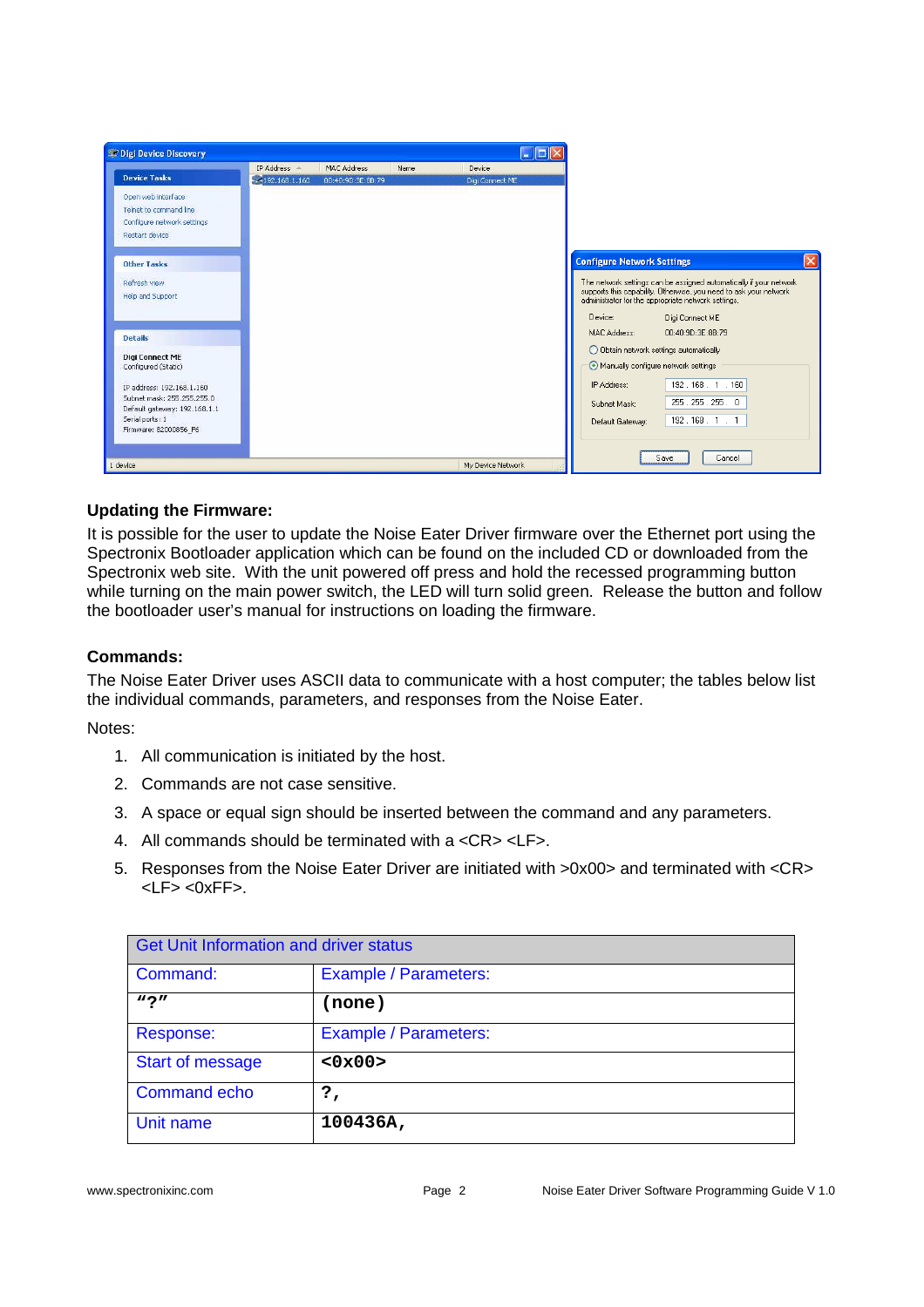## Updating the Firmware:

It is possible for the user to update the Noise Eater Driver firmware over the Ethernet port using the Spectronix Bootloader application which can be found on the included CD or downloaded from the Spectronix web site. With the unit powered off press and hold the recessed programming button while turning on the main power switch, the LED will turn solid green. Release the button and follow the bootloader user's manual for instructions on loading the firmware.

## Commands:

The Noise Eater Driver uses ASCII data to communicate with a host computer; the tables below list the individual commands, parameters, and responses from the Noise Eater.

Notes:

1. All communication is initiated by the host.
2. Commands are not case sensitive.
3. A space or equal sign should be inserted between the command and any parameters.
4. All commands should be terminated with a <CR> <LF>.
5. Responses from the Noise Eater Driver are initiated with >0x00> and terminated with <CR> <LF> <0xFF>.

| Get Unit Information and driver status | |
|---|---|
| Command: | Example / Parameters: |
| **"?"** | **(none)** |
| Response: | Example / Parameters: |
| Start of message | **<0x00>** |
| Command echo | **?,** |
| Unit name | **100436A,** |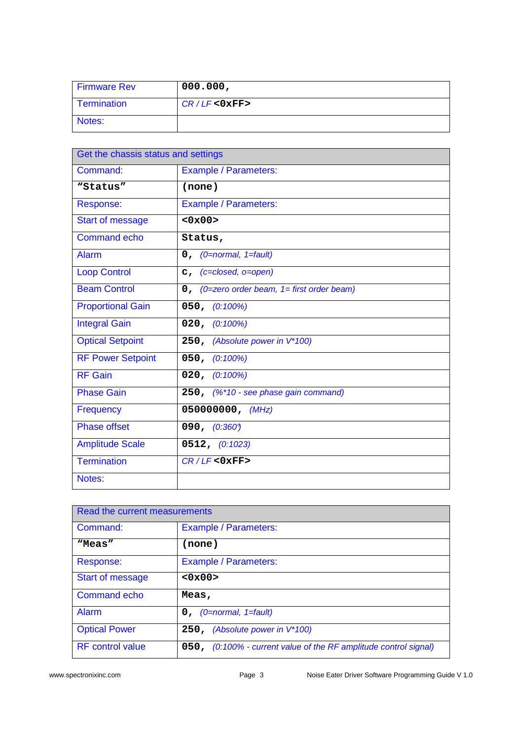| Firmware Rev | **000.000,** |
|---|---|
| Termination | *CR / LF* **<0xFF>** |
| Notes: | |

| Get the chassis status and settings | |
|---|---|
| Command: | Example / Parameters: |
| **“Status”** | **(none)** |
| Response: | Example / Parameters: |
| Start of message | **<0x00>** |
| Command echo | **Status,** |
| Alarm | **0,** *(0=normal, 1=fault)* |
| Loop Control | **c,** *(c=closed, o=open)* |
| Beam Control | **0,** *(0=zero order beam, 1= first order beam)* |
| Proportional Gain | **050,** *(0:100%)* |
| Integral Gain | **020,** *(0:100%)* |
| Optical Setpoint | **250,** *(Absolute power in V*100)* |
| RF Power Setpoint | **050,** *(0:100%)* |
| RF Gain | **020,** *(0:100%)* |
| Phase Gain | **250,** *(%*10 - see phase gain command)* |
| Frequency | **050000000,** *(MHz)* |
| Phase offset | **090,** *(0:360°)* |
| Amplitude Scale | **0512,** *(0:1023)* |
| Termination | *CR / LF* **<0xFF>** |
| Notes: | |

| Read the current measurements | |
|---|---|
| Command: | Example / Parameters: |
| **“Meas”** | **(none)** |
| Response: | Example / Parameters: |
| Start of message | **<0x00>** |
| Command echo | **Meas,** |
| Alarm | **0,** *(0=normal, 1=fault)* |
| Optical Power | **250,** *(Absolute power in V*100)* |
| RF control value | **050,** *(0:100% - current value of the RF amplitude control signal)* |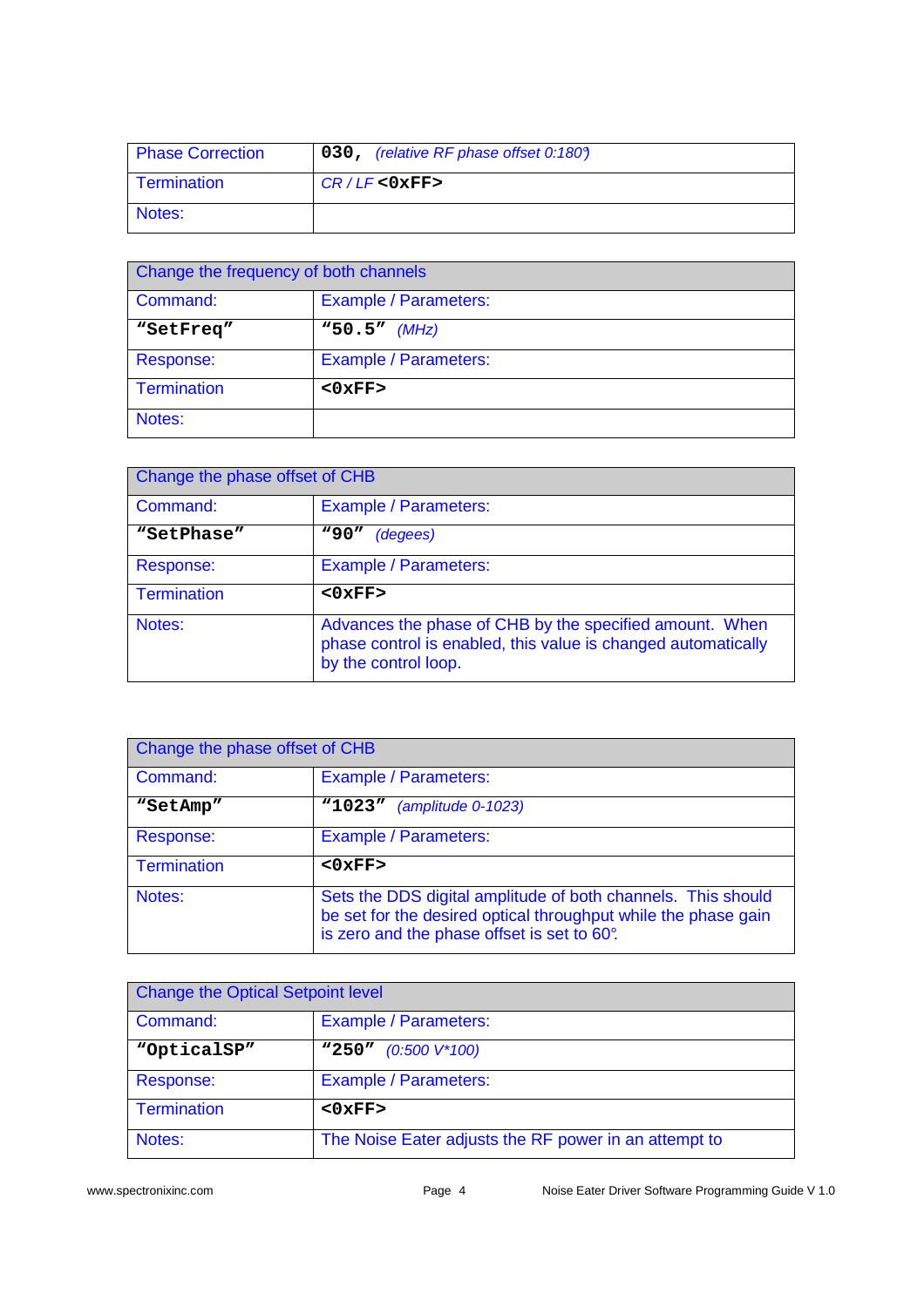| Phase Correction | **030,** *(relative RF phase offset 0:180°)* |
|---|---|
| Termination | *CR / LF* **<0xFF>** |
| Notes: | |

| Change the frequency of both channels | |
|---|---|
| Command: | Example / Parameters: |
| **"SetFreq"** | **"50.5"** *(MHz)* |
| Response: | Example / Parameters: |
| Termination | **<0xFF>** |
| Notes: | |

| Change the phase offset of CHB | |
|---|---|
| Command: | Example / Parameters: |
| **"SetPhase"** | **"90"** *(degees)* |
| Response: | Example / Parameters: |
| Termination | **<0xFF>** |
| Notes: | Advances the phase of CHB by the specified amount. When phase control is enabled, this value is changed automatically by the control loop. |

| Change the phase offset of CHB | |
|---|---|
| Command: | Example / Parameters: |
| **"SetAmp"** | **"1023"** *(amplitude 0-1023)* |
| Response: | Example / Parameters: |
| Termination | **<0xFF>** |
| Notes: | Sets the DDS digital amplitude of both channels. This should be set for the desired optical throughput while the phase gain is zero and the phase offset is set to 60°. |

| Change the Optical Setpoint level | |
|---|---|
| Command: | Example / Parameters: |
| **"OpticalSP"** | **"250"** *(0:500 V*100)* |
| Response: | Example / Parameters: |
| Termination | **<0xFF>** |
| Notes: | The Noise Eater adjusts the RF power in an attempt to |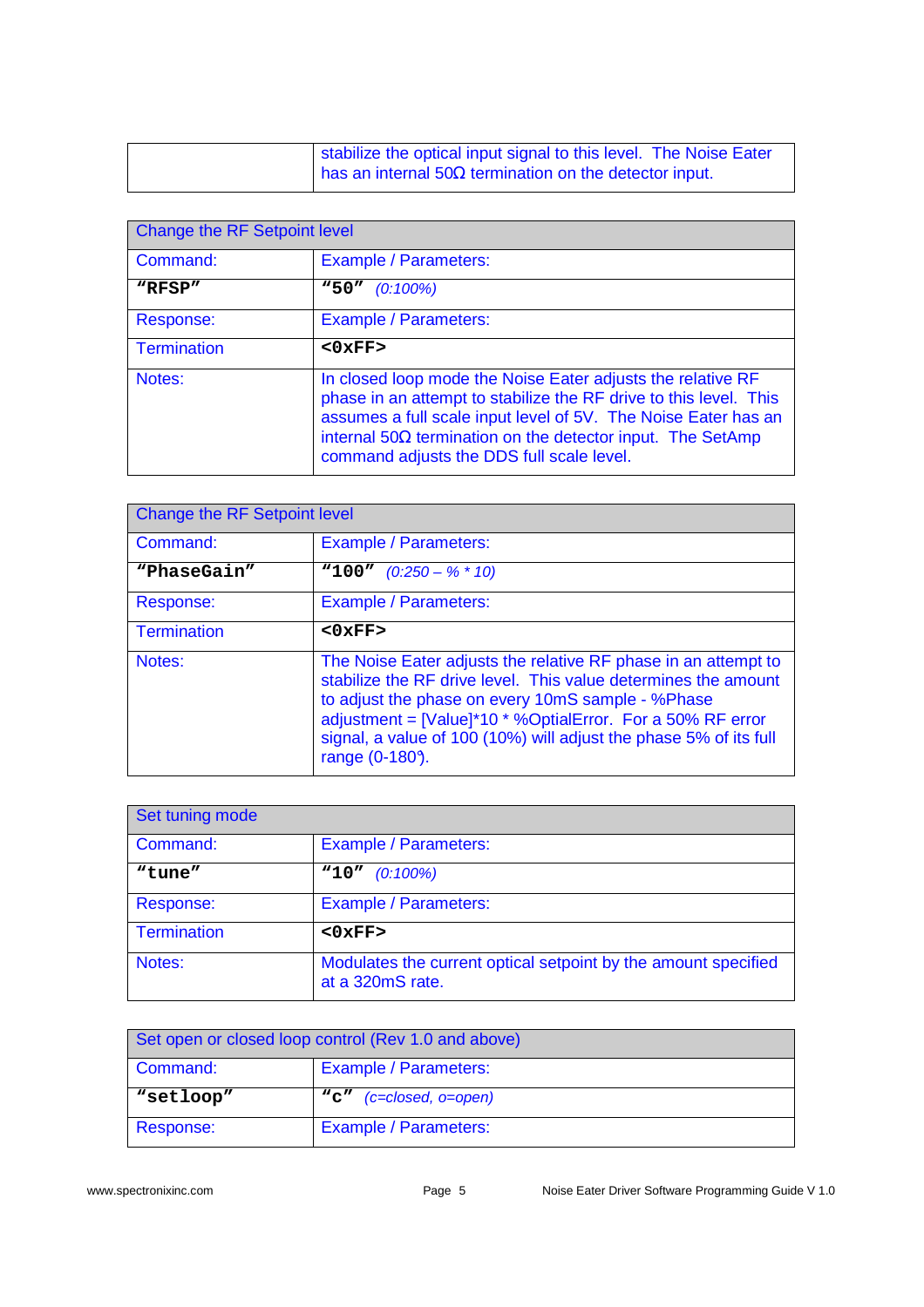| | |
|---|---|
| | stabilize the optical input signal to this level. The Noise Eater has an internal 50Ω termination on the detector input. |

| Change the RF Setpoint level | |
|---|---|
| Command: | Example / Parameters: |
| **"RFSP"** | **"50"** *(0:100%)* |
| Response: | Example / Parameters: |
| Termination | **<0xFF>** |
| Notes: | In closed loop mode the Noise Eater adjusts the relative RF phase in an attempt to stabilize the RF drive to this level. This assumes a full scale input level of 5V. The Noise Eater has an internal 50Ω termination on the detector input. The SetAmp command adjusts the DDS full scale level. |

| Change the RF Setpoint level | |
|---|---|
| Command: | Example / Parameters: |
| **"PhaseGain"** | **"100"** *(0:250 – % * 10)* |
| Response: | Example / Parameters: |
| Termination | **<0xFF>** |
| Notes: | The Noise Eater adjusts the relative RF phase in an attempt to stabilize the RF drive level. This value determines the amount to adjust the phase on every 10mS sample - %Phase adjustment = [Value]*10 * %OptialError. For a 50% RF error signal, a value of 100 (10%) will adjust the phase 5% of its full range (0-180°). |

| Set tuning mode | |
|---|---|
| Command: | Example / Parameters: |
| **"tune"** | **"10"** *(0:100%)* |
| Response: | Example / Parameters: |
| Termination | **<0xFF>** |
| Notes: | Modulates the current optical setpoint by the amount specified at a 320mS rate. |

| Set open or closed loop control (Rev 1.0 and above) | |
|---|---|
| Command: | Example / Parameters: |
| **"setloop"** | **"c"** *(c=closed, o=open)* |
| Response: | Example / Parameters: |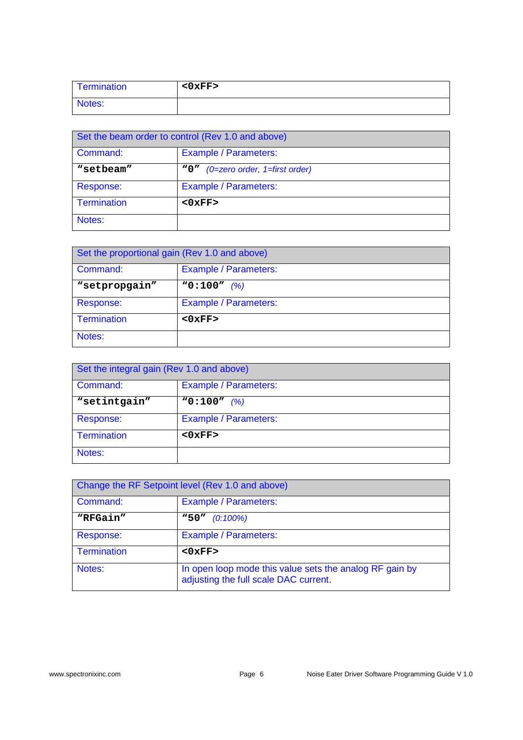| | |
|---|---|
| Termination | **<0xFF>** |
| Notes: | |

| Set the beam order to control (Rev 1.0 and above) | |
|---|---|
| Command: | Example / Parameters: |
| **"setbeam"** | **"0"** *(0=zero order, 1=first order)* |
| Response: | Example / Parameters: |
| Termination | **<0xFF>** |
| Notes: | |

| Set the proportional gain (Rev 1.0 and above) | |
|---|---|
| Command: | Example / Parameters: |
| **"setpropgain"** | **"0:100"** *(%)* |
| Response: | Example / Parameters: |
| Termination | **<0xFF>** |
| Notes: | |

| Set the integral gain (Rev 1.0 and above) | |
|---|---|
| Command: | Example / Parameters: |
| **"setintgain"** | **"0:100"** *(%)* |
| Response: | Example / Parameters: |
| Termination | **<0xFF>** |
| Notes: | |

| Change the RF Setpoint level (Rev 1.0 and above) | |
|---|---|
| Command: | Example / Parameters: |
| **"RFGain"** | **"50"** *(0:100%)* |
| Response: | Example / Parameters: |
| Termination | **<0xFF>** |
| Notes: | In open loop mode this value sets the analog RF gain by adjusting the full scale DAC current. |